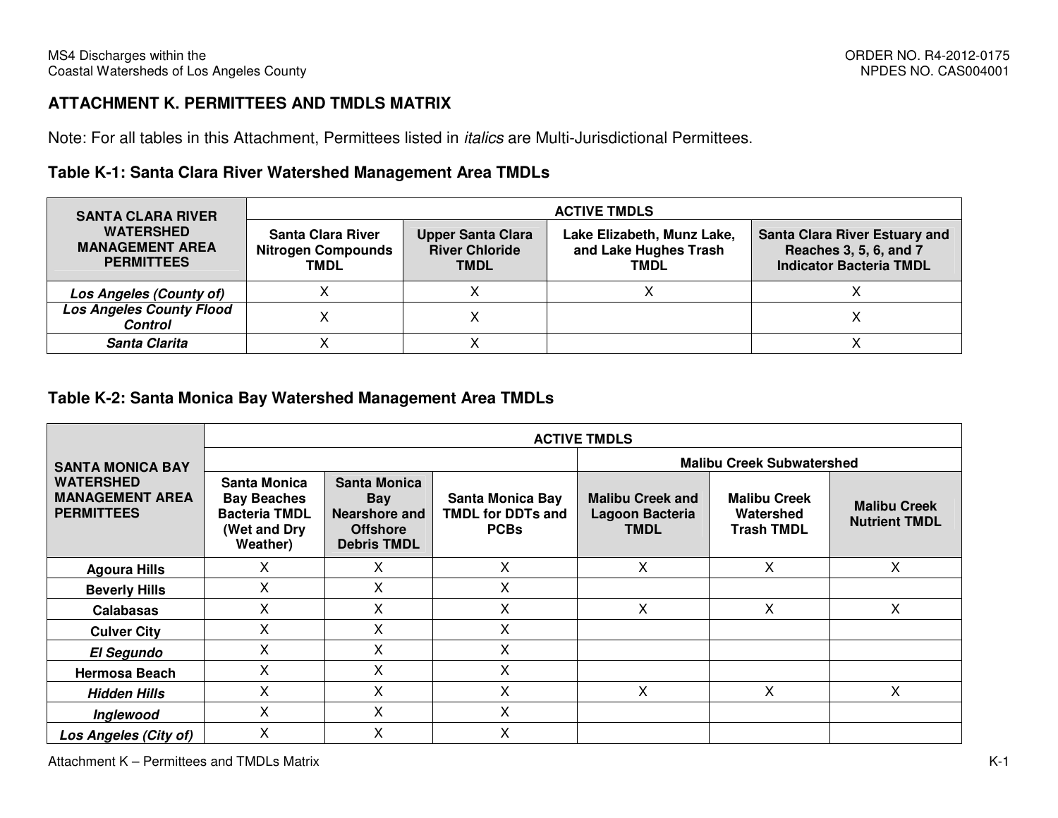## ATTACHMENT K. PERMITTEES AND TMDLS MATRIX

Note: For all tables in this Attachment, Permittees listed in *italics* are Multi-Jurisdictional Permittees.

### Table K-1: Santa Clara River Watershed Management Area TMDLs

| SANTA CLARA RIVER WATERSHED MANAGEMENT AREA PERMITTEES | ACTIVE TMDLS | | | |
|---|---|---|---|---|
| | Santa Clara River Nitrogen Compounds TMDL | Upper Santa Clara River Chloride TMDL | Lake Elizabeth, Munz Lake, and Lake Hughes Trash TMDL | Santa Clara River Estuary and Reaches 3, 5, 6, and 7 Indicator Bacteria TMDL |
| ***Los Angeles (County of)*** | X | X | X | X |
| ***Los Angeles County Flood Control*** | X | X | | X |
| ***Santa Clarita*** | X | X | | X |

### Table K-2: Santa Monica Bay Watershed Management Area TMDLs

| SANTA MONICA BAY WATERSHED MANAGEMENT AREA PERMITTEES | ACTIVE TMDLS | | | | | |
|---|---|---|---|---|---|---|
| | | | | Malibu Creek Subwatershed | | |
| | Santa Monica Bay Beaches Bacteria TMDL (Wet and Dry Weather) | Santa Monica Bay Nearshore and Offshore Debris TMDL | Santa Monica Bay TMDL for DDTs and PCBs | Malibu Creek and Lagoon Bacteria TMDL | Malibu Creek Watershed Trash TMDL | Malibu Creek Nutrient TMDL |
| **Agoura Hills** | X | X | X | X | X | X |
| **Beverly Hills** | X | X | X | | | |
| **Calabasas** | X | X | X | X | X | X |
| **Culver City** | X | X | X | | | |
| ***El Segundo*** | X | X | X | | | |
| **Hermosa Beach** | X | X | X | | | |
| ***Hidden Hills*** | X | X | X | X | X | X |
| ***Inglewood*** | X | X | X | | | |
| ***Los Angeles (City of)*** | X | X | X | | | |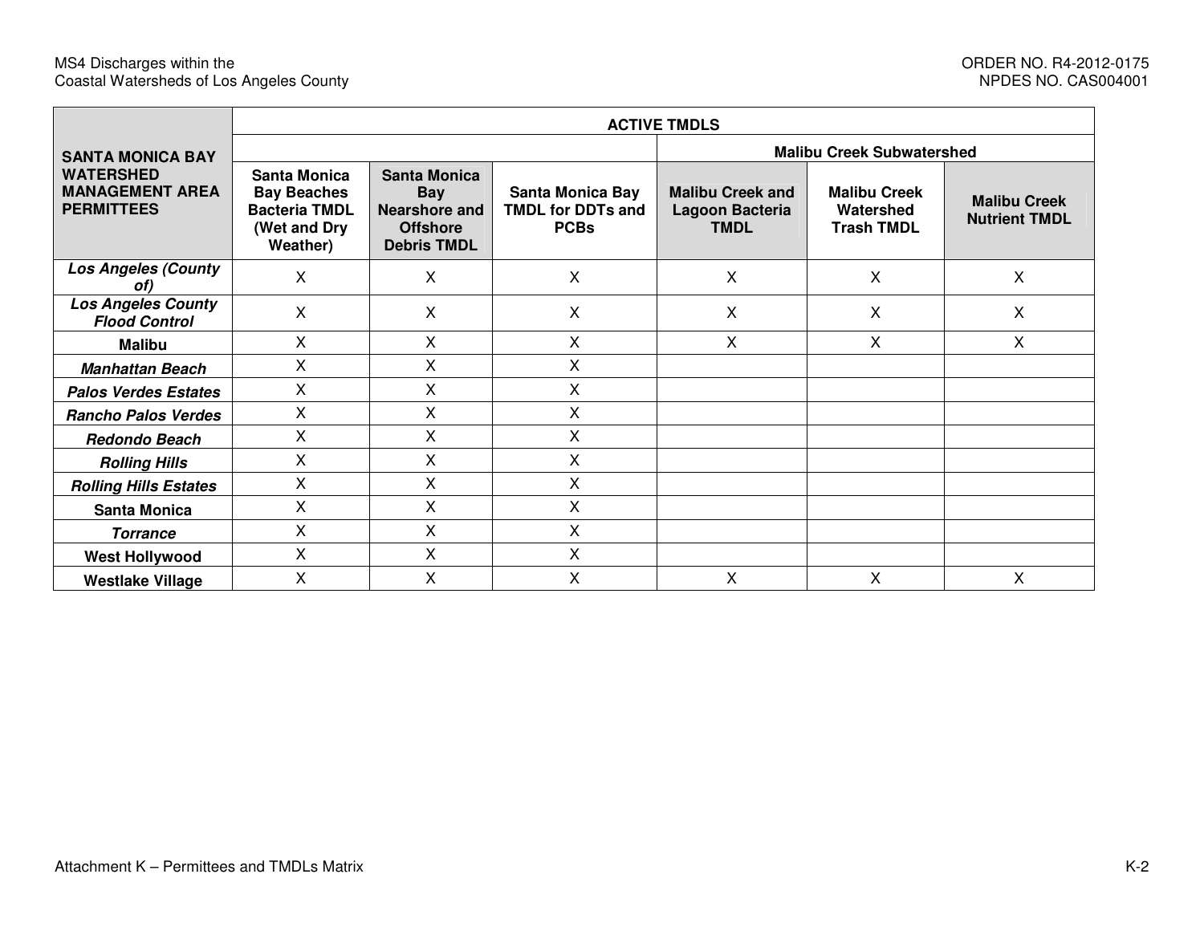| SANTA MONICA BAY WATERSHED MANAGEMENT AREA PERMITTEES | ACTIVE TMDLS | | | | | |
|---|---|---|---|---|---|---|
| | | | | Malibu Creek Subwatershed | | |
| | Santa Monica Bay Beaches Bacteria TMDL (Wet and Dry Weather) | Santa Monica Bay Nearshore and Offshore Debris TMDL | Santa Monica Bay TMDL for DDTs and PCBs | Malibu Creek and Lagoon Bacteria TMDL | Malibu Creek Watershed Trash TMDL | Malibu Creek Nutrient TMDL |
| ***Los Angeles (County of)*** | X | X | X | X | X | X |
| ***Los Angeles County Flood Control*** | X | X | X | X | X | X |
| **Malibu** | X | X | X | X | X | X |
| ***Manhattan Beach*** | X | X | X | | | |
| ***Palos Verdes Estates*** | X | X | X | | | |
| ***Rancho Palos Verdes*** | X | X | X | | | |
| ***Redondo Beach*** | X | X | X | | | |
| ***Rolling Hills*** | X | X | X | | | |
| ***Rolling Hills Estates*** | X | X | X | | | |
| **Santa Monica** | X | X | X | | | |
| ***Torrance*** | X | X | X | | | |
| **West Hollywood** | X | X | X | | | |
| **Westlake Village** | X | X | X | X | X | X |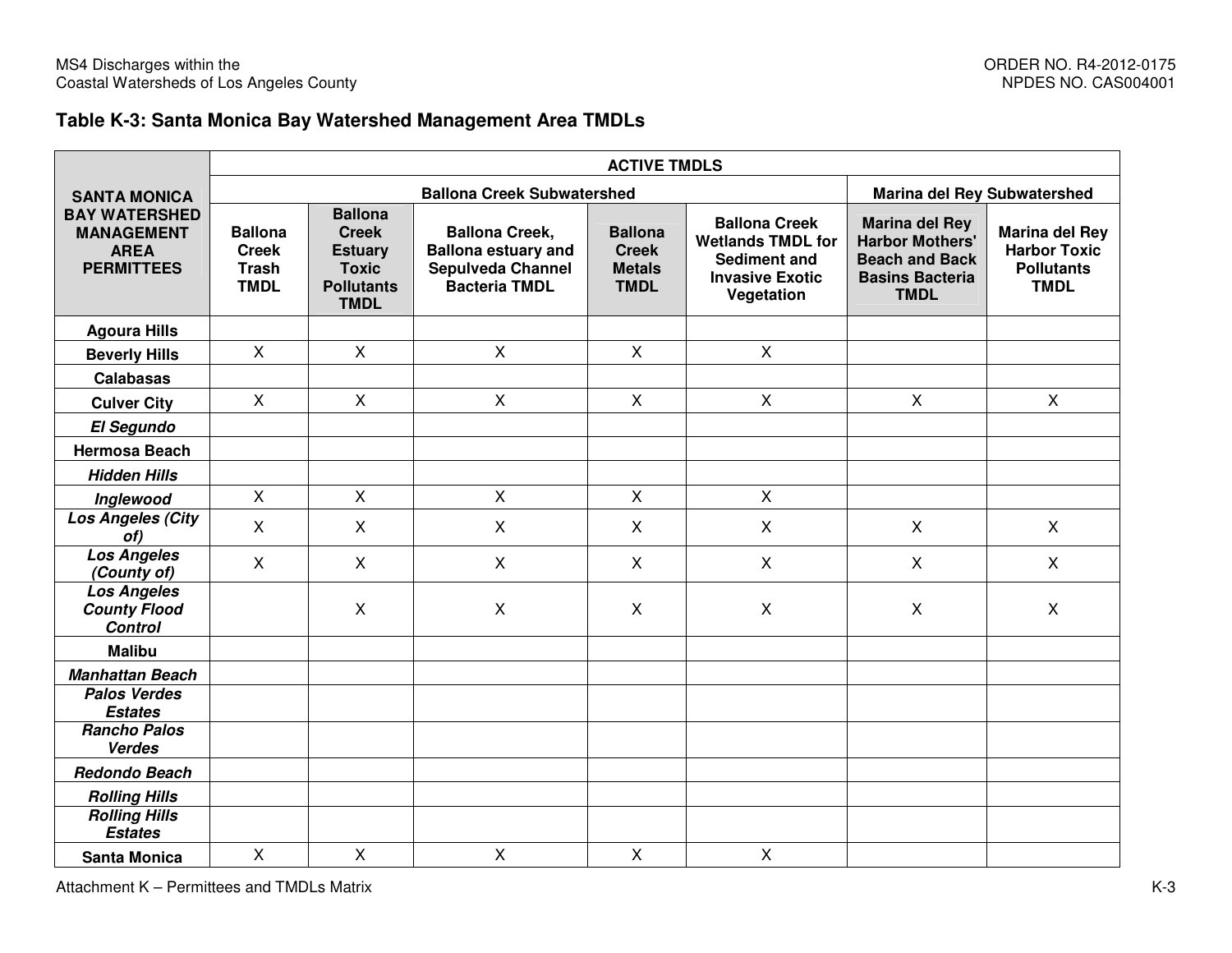### Table K-3: Santa Monica Bay Watershed Management Area TMDLs

| SANTA MONICA BAY WATERSHED MANAGEMENT AREA PERMITTEES | ACTIVE TMDLS | | | | | | |
|---|---|---|---|---|---|---|---|
| | Ballona Creek Subwatershed | | | | | Marina del Rey Subwatershed | |
| | Ballona Creek Trash TMDL | Ballona Creek Estuary Toxic Pollutants TMDL | Ballona Creek, Ballona estuary and Sepulveda Channel Bacteria TMDL | Ballona Creek Metals TMDL | Ballona Creek Wetlands TMDL for Sediment and Invasive Exotic Vegetation | Marina del Rey Harbor Mothers' Beach and Back Basins Bacteria TMDL | Marina del Rey Harbor Toxic Pollutants TMDL |
| **Agoura Hills** | | | | | | | |
| **Beverly Hills** | X | X | X | X | X | | |
| **Calabasas** | | | | | | | |
| **Culver City** | X | X | X | X | X | X | X |
| ***El Segundo*** | | | | | | | |
| **Hermosa Beach** | | | | | | | |
| ***Hidden Hills*** | | | | | | | |
| ***Inglewood*** | X | X | X | X | X | | |
| ***Los Angeles (City of)*** | X | X | X | X | X | X | X |
| ***Los Angeles (County of)*** | X | X | X | X | X | X | X |
| ***Los Angeles County Flood Control*** | | X | X | X | X | X | X |
| **Malibu** | | | | | | | |
| ***Manhattan Beach*** | | | | | | | |
| ***Palos Verdes Estates*** | | | | | | | |
| ***Rancho Palos Verdes*** | | | | | | | |
| ***Redondo Beach*** | | | | | | | |
| ***Rolling Hills*** | | | | | | | |
| ***Rolling Hills Estates*** | | | | | | | |
| **Santa Monica** | X | X | X | X | X | | |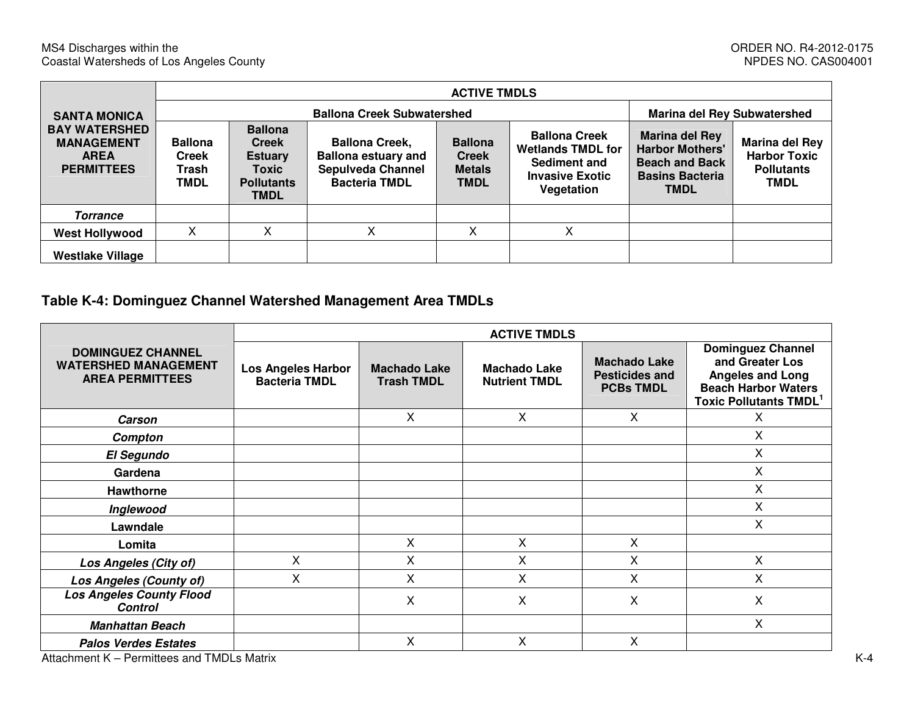| SANTA MONICA BAY WATERSHED MANAGEMENT AREA PERMITTEES | ACTIVE TMDLS | | | | | | |
|---|---|---|---|---|---|---|---|
| | Ballona Creek Subwatershed | | | | | Marina del Rey Subwatershed | |
| | Ballona Creek Trash TMDL | Ballona Creek Estuary Toxic Pollutants TMDL | Ballona Creek, Ballona estuary and Sepulveda Channel Bacteria TMDL | Ballona Creek Metals TMDL | Ballona Creek Wetlands TMDL for Sediment and Invasive Exotic Vegetation | Marina del Rey Harbor Mothers' Beach and Back Basins Bacteria TMDL | Marina del Rey Harbor Toxic Pollutants TMDL |
| ***Torrance*** | | | | | | | |
| **West Hollywood** | X | X | X | X | X | | |
| **Westlake Village** | | | | | | | |

## Table K-4: Dominguez Channel Watershed Management Area TMDLs

| DOMINGUEZ CHANNEL WATERSHED MANAGEMENT AREA PERMITTEES | ACTIVE TMDLS | | | | |
|---|---|---|---|---|---|
| | Los Angeles Harbor Bacteria TMDL | Machado Lake Trash TMDL | Machado Lake Nutrient TMDL | Machado Lake Pesticides and PCBs TMDL | Dominguez Channel and Greater Los Angeles and Long Beach Harbor Waters Toxic Pollutants TMDL[1] |
| ***Carson*** | | X | X | X | X |
| ***Compton*** | | | | | X |
| ***El Segundo*** | | | | | X |
| **Gardena** | | | | | X |
| **Hawthorne** | | | | | X |
| ***Inglewood*** | | | | | X |
| **Lawndale** | | | | | X |
| **Lomita** | | X | X | X | |
| ***Los Angeles (City of)*** | X | X | X | X | X |
| ***Los Angeles (County of)*** | X | X | X | X | X |
| ***Los Angeles County Flood Control*** | | X | X | X | X |
| ***Manhattan Beach*** | | | | | X |
| ***Palos Verdes Estates*** | | X | X | X | |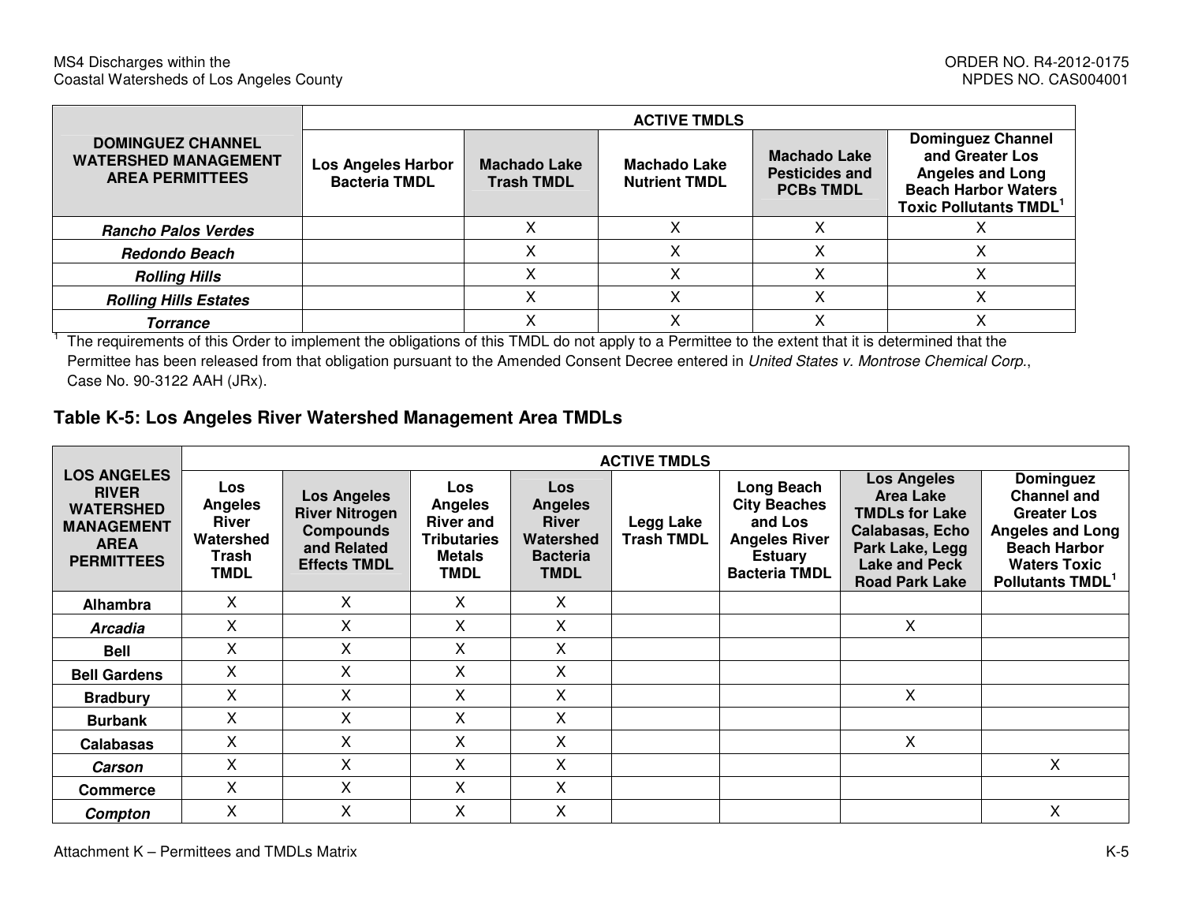| DOMINGUEZ CHANNEL WATERSHED MANAGEMENT AREA PERMITTEES | ACTIVE TMDLS | | | | |
|---|---|---|---|---|---|
| | Los Angeles Harbor Bacteria TMDL | Machado Lake Trash TMDL | Machado Lake Nutrient TMDL | Machado Lake Pesticides and PCBs TMDL | Dominguez Channel and Greater Los Angeles and Long Beach Harbor Waters Toxic Pollutants TMDL[1] |
| ***Rancho Palos Verdes*** | | X | X | X | X |
| ***Redondo Beach*** | | X | X | X | X |
| ***Rolling Hills*** | | X | X | X | X |
| ***Rolling Hills Estates*** | | X | X | X | X |
| ***Torrance*** | | X | X | X | X |

[1] The requirements of this Order to implement the obligations of this TMDL do not apply to a Permittee to the extent that it is determined that the Permittee has been released from that obligation pursuant to the Amended Consent Decree entered in *United States v. Montrose Chemical Corp.*, Case No. 90-3122 AAH (JRx).

### Table K-5: Los Angeles River Watershed Management Area TMDLs

| LOS ANGELES RIVER WATERSHED MANAGEMENT AREA PERMITTEES | ACTIVE TMDLS | | | | | | | |
|---|---|---|---|---|---|---|---|---|
| | Los Angeles River Watershed Trash TMDL | Los Angeles River Nitrogen Compounds and Related Effects TMDL | Los Angeles River and Tributaries Metals TMDL | Los Angeles River Watershed Bacteria TMDL | Legg Lake Trash TMDL | Long Beach City Beaches and Los Angeles River Estuary Bacteria TMDL | Los Angeles Area Lake TMDLs for Lake Calabasas, Echo Park Lake, Legg Lake and Peck Road Park Lake | Dominguez Channel and Greater Los Angeles and Long Beach Harbor Waters Toxic Pollutants TMDL[1] |
| **Alhambra** | X | X | X | X | | | | |
| ***Arcadia*** | X | X | X | X | | | X | |
| **Bell** | X | X | X | X | | | | |
| **Bell Gardens** | X | X | X | X | | | | |
| **Bradbury** | X | X | X | X | | | X | |
| **Burbank** | X | X | X | X | | | | |
| **Calabasas** | X | X | X | X | | | X | |
| ***Carson*** | X | X | X | X | | | | X |
| **Commerce** | X | X | X | X | | | | |
| ***Compton*** | X | X | X | X | | | | X |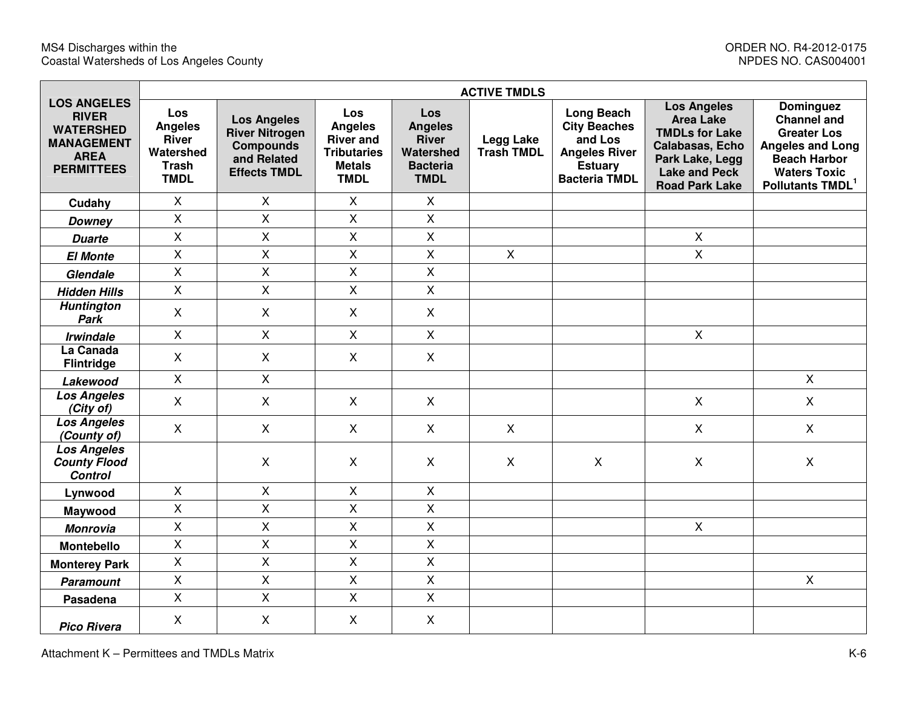| LOS ANGELES RIVER WATERSHED MANAGEMENT AREA PERMITTEES | ACTIVE TMDLS | | | | | | | |
|---|---|---|---|---|---|---|---|---|
| | Los Angeles River Watershed Trash TMDL | Los Angeles River Nitrogen Compounds and Related Effects TMDL | Los Angeles River and Tributaries Metals TMDL | Los Angeles River Watershed Bacteria TMDL | Legg Lake Trash TMDL | Long Beach City Beaches and Los Angeles River Estuary Bacteria TMDL | Los Angeles Area Lake TMDLs for Lake Calabasas, Echo Park Lake, Legg Lake and Peck Road Park Lake | Dominguez Channel and Greater Los Angeles and Long Beach Harbor Waters Toxic Pollutants TMDL[1] |
| **Cudahy** | X | X | X | X | | | | |
| ***Downey*** | X | X | X | X | | | | |
| ***Duarte*** | X | X | X | X | | | X | |
| ***El Monte*** | X | X | X | X | X | | X | |
| ***Glendale*** | X | X | X | X | | | | |
| ***Hidden Hills*** | X | X | X | X | | | | |
| ***Huntington Park*** | X | X | X | X | | | | |
| ***Irwindale*** | X | X | X | X | | | X | |
| **La Canada Flintridge** | X | X | X | X | | | | |
| ***Lakewood*** | X | X | | | | | | X |
| ***Los Angeles (City of)*** | X | X | X | X | | | X | X |
| ***Los Angeles (County of)*** | X | X | X | X | X | | X | X |
| ***Los Angeles County Flood Control*** | | X | X | X | X | X | X | X |
| **Lynwood** | X | X | X | X | | | | |
| **Maywood** | X | X | X | X | | | | |
| ***Monrovia*** | X | X | X | X | | | X | |
| **Montebello** | X | X | X | X | | | | |
| **Monterey Park** | X | X | X | X | | | | |
| ***Paramount*** | X | X | X | X | | | | X |
| **Pasadena** | X | X | X | X | | | | |
| ***Pico Rivera*** | X | X | X | X | | | | |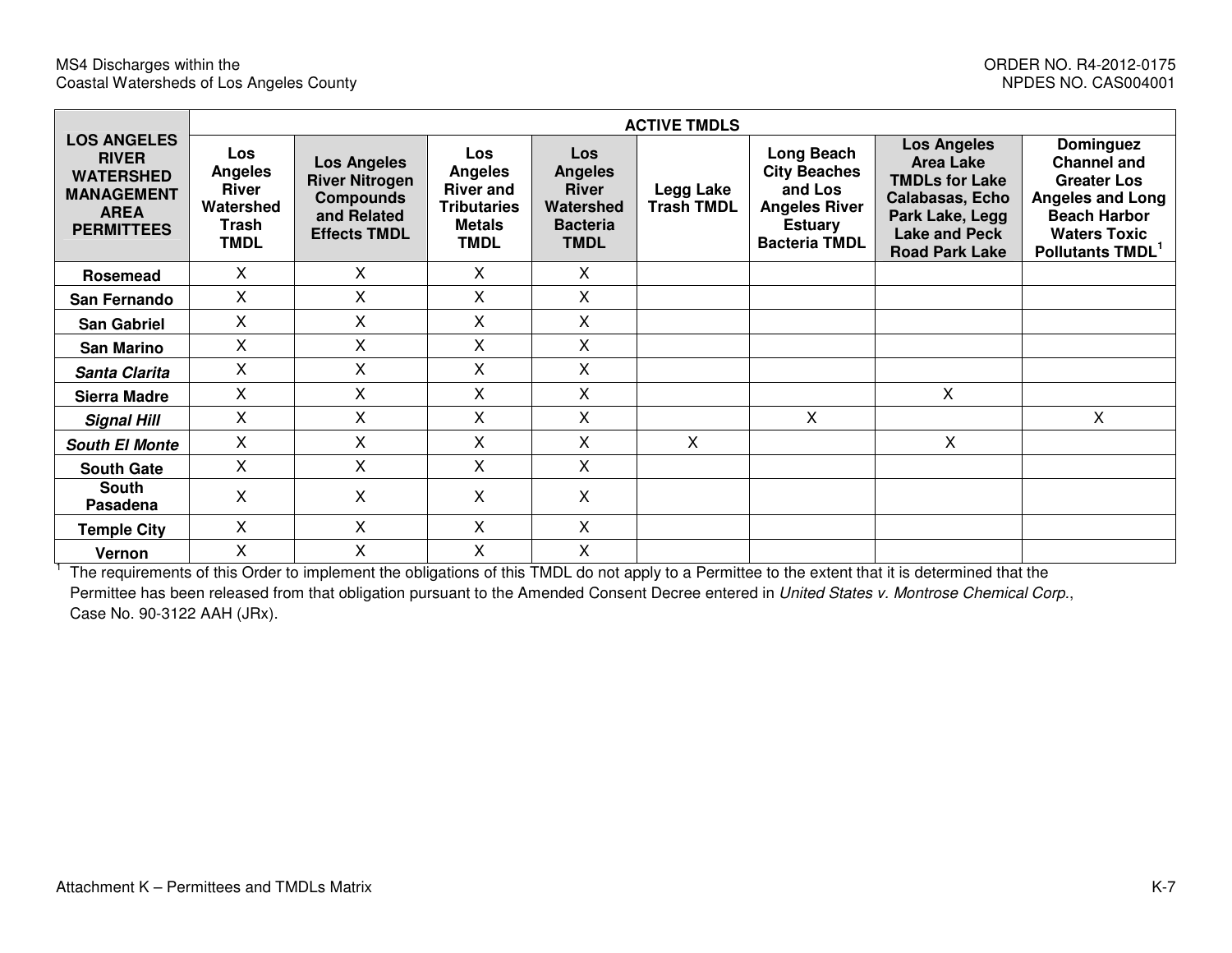| LOS ANGELES RIVER WATERSHED MANAGEMENT AREA PERMITTEES | ACTIVE TMDLS | | | | | | | |
|---|---|---|---|---|---|---|---|---|
| | Los Angeles River Watershed Trash TMDL | Los Angeles River Nitrogen Compounds and Related Effects TMDL | Los Angeles River and Tributaries Metals TMDL | Los Angeles River Watershed Bacteria TMDL | Legg Lake Trash TMDL | Long Beach City Beaches and Los Angeles River Estuary Bacteria TMDL | Los Angeles Area Lake TMDLs for Lake Calabasas, Echo Park Lake, Legg Lake and Peck Road Park Lake | Dominguez Channel and Greater Los Angeles and Long Beach Harbor Waters Toxic Pollutants TMDL[1] |
| **Rosemead** | X | X | X | X | | | | |
| **San Fernando** | X | X | X | X | | | | |
| **San Gabriel** | X | X | X | X | | | | |
| **San Marino** | X | X | X | X | | | | |
| ***Santa Clarita*** | X | X | X | X | | | | |
| **Sierra Madre** | X | X | X | X | | | X | |
| ***Signal Hill*** | X | X | X | X | | X | | X |
| ***South El Monte*** | X | X | X | X | X | | X | |
| **South Gate** | X | X | X | X | | | | |
| **South Pasadena** | X | X | X | X | | | | |
| **Temple City** | X | X | X | X | | | | |
| **Vernon** | X | X | X | X | | | | |

[1] The requirements of this Order to implement the obligations of this TMDL do not apply to a Permittee to the extent that it is determined that the Permittee has been released from that obligation pursuant to the Amended Consent Decree entered in *United States v. Montrose Chemical Corp.*, Case No. 90-3122 AAH (JRx).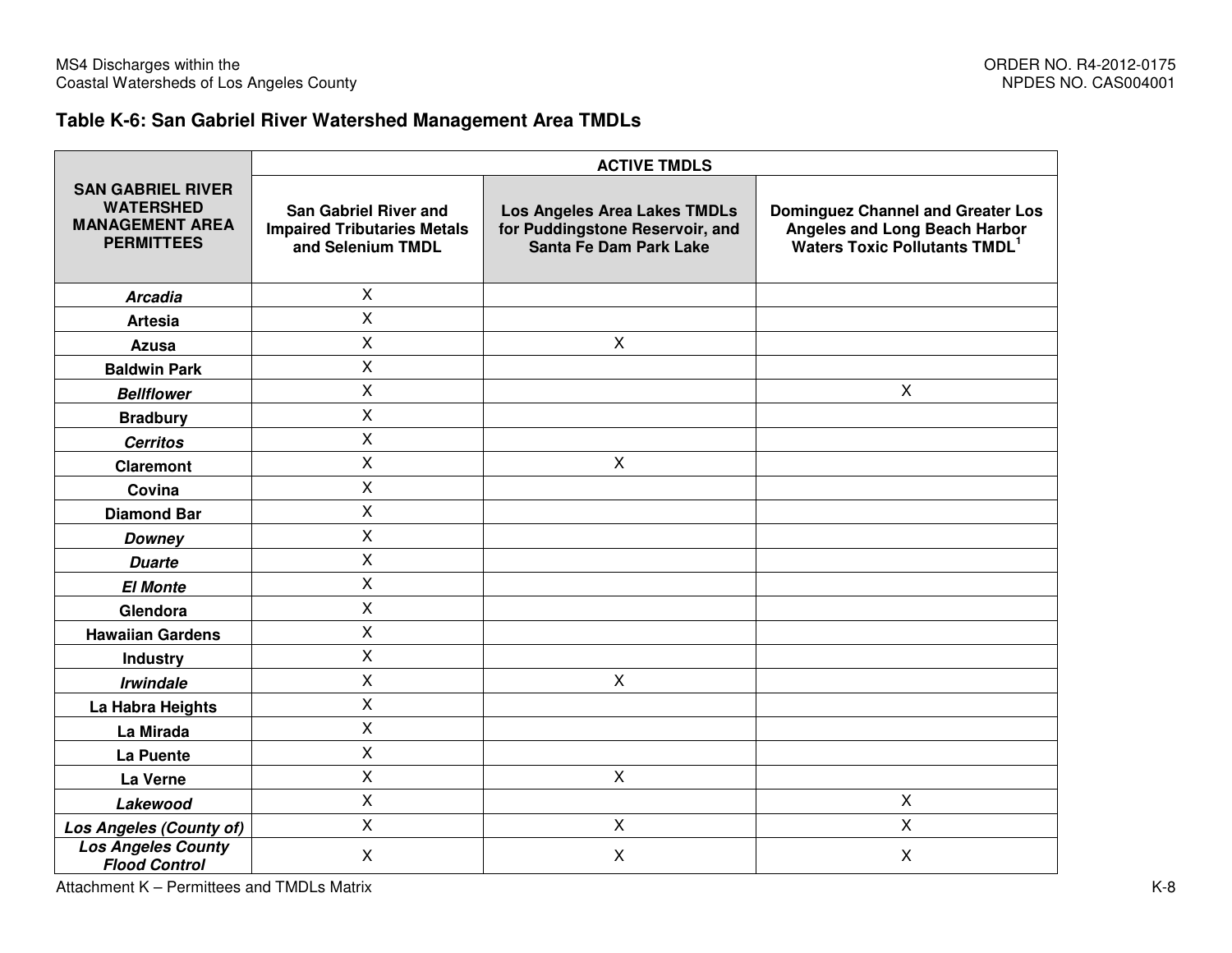### Table K-6: San Gabriel River Watershed Management Area TMDLs

| SAN GABRIEL RIVER WATERSHED MANAGEMENT AREA PERMITTEES | ACTIVE TMDLS | | |
|---|---|---|---|
| | San Gabriel River and Impaired Tributaries Metals and Selenium TMDL | Los Angeles Area Lakes TMDLs for Puddingstone Reservoir, and Santa Fe Dam Park Lake | Dominguez Channel and Greater Los Angeles and Long Beach Harbor Waters Toxic Pollutants TMDL[1] |
| ***Arcadia*** | X | | |
| **Artesia** | X | | |
| **Azusa** | X | X | |
| **Baldwin Park** | X | | |
| ***Bellflower*** | X | | X |
| **Bradbury** | X | | |
| ***Cerritos*** | X | | |
| **Claremont** | X | X | |
| **Covina** | X | | |
| **Diamond Bar** | X | | |
| ***Downey*** | X | | |
| ***Duarte*** | X | | |
| ***El Monte*** | X | | |
| **Glendora** | X | | |
| **Hawaiian Gardens** | X | | |
| **Industry** | X | | |
| ***Irwindale*** | X | X | |
| **La Habra Heights** | X | | |
| **La Mirada** | X | | |
| **La Puente** | X | | |
| **La Verne** | X | X | |
| ***Lakewood*** | X | | X |
| ***Los Angeles (County of)*** | X | X | X |
| ***Los Angeles County Flood Control*** | X | X | X |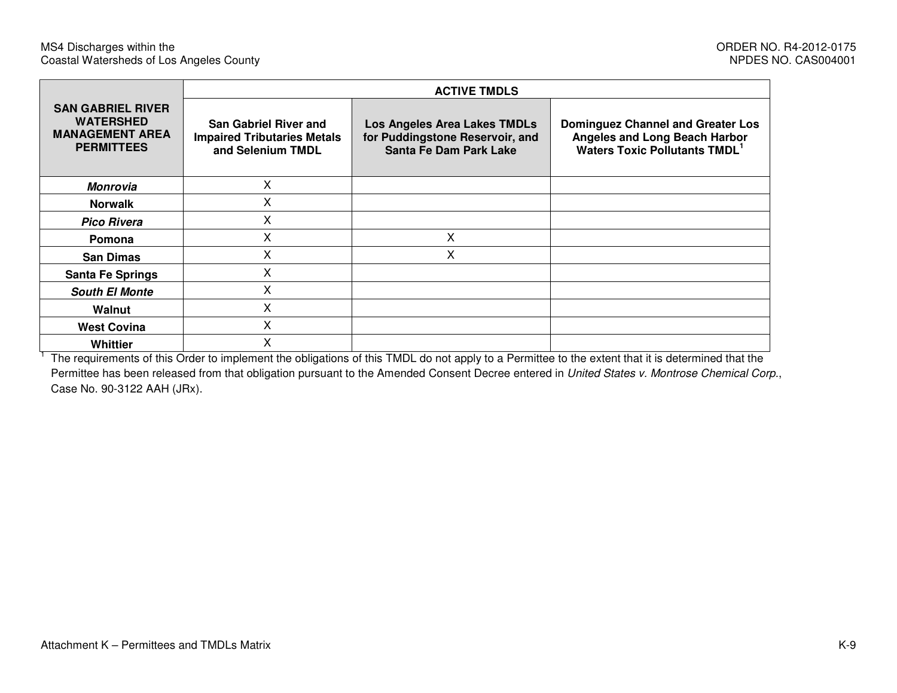| SAN GABRIEL RIVER WATERSHED MANAGEMENT AREA PERMITTEES | ACTIVE TMDLS | | |
|---|---|---|---|
| | San Gabriel River and Impaired Tributaries Metals and Selenium TMDL | Los Angeles Area Lakes TMDLs for Puddingstone Reservoir, and Santa Fe Dam Park Lake | Dominguez Channel and Greater Los Angeles and Long Beach Harbor Waters Toxic Pollutants TMDL[1] |
| ***Monrovia*** | X | | |
| **Norwalk** | X | | |
| ***Pico Rivera*** | X | | |
| **Pomona** | X | X | |
| **San Dimas** | X | X | |
| **Santa Fe Springs** | X | | |
| ***South El Monte*** | X | | |
| **Walnut** | X | | |
| **West Covina** | X | | |
| **Whittier** | X | | |

[1] The requirements of this Order to implement the obligations of this TMDL do not apply to a Permittee to the extent that it is determined that the Permittee has been released from that obligation pursuant to the Amended Consent Decree entered in *United States v. Montrose Chemical Corp.*, Case No. 90-3122 AAH (JRx).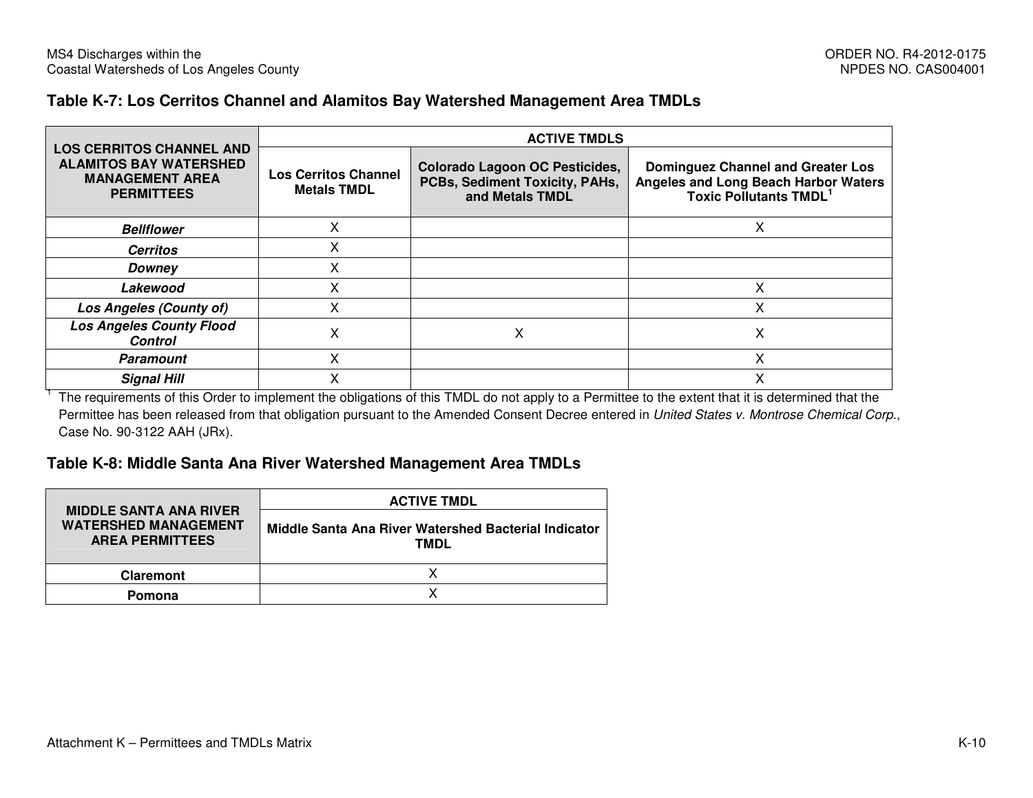### Table K-7: Los Cerritos Channel and Alamitos Bay Watershed Management Area TMDLs

| LOS CERRITOS CHANNEL AND ALAMITOS BAY WATERSHED MANAGEMENT AREA PERMITTEES | ACTIVE TMDLS | | |
|---|---|---|---|
| | Los Cerritos Channel Metals TMDL | Colorado Lagoon OC Pesticides, PCBs, Sediment Toxicity, PAHs, and Metals TMDL | Dominguez Channel and Greater Los Angeles and Long Beach Harbor Waters Toxic Pollutants TMDL[1] |
| ***Bellflower*** | X | | X |
| ***Cerritos*** | X | | |
| ***Downey*** | X | | |
| ***Lakewood*** | X | | X |
| ***Los Angeles (County of)*** | X | | X |
| ***Los Angeles County Flood Control*** | X | X | X |
| ***Paramount*** | X | | X |
| ***Signal Hill*** | X | | X |

[1] The requirements of this Order to implement the obligations of this TMDL do not apply to a Permittee to the extent that it is determined that the Permittee has been released from that obligation pursuant to the Amended Consent Decree entered in *United States v. Montrose Chemical Corp.*, Case No. 90-3122 AAH (JRx).

### Table K-8: Middle Santa Ana River Watershed Management Area TMDLs

| MIDDLE SANTA ANA RIVER WATERSHED MANAGEMENT AREA PERMITTEES | ACTIVE TMDL |
|---|---|
| | Middle Santa Ana River Watershed Bacterial Indicator TMDL |
| **Claremont** | X |
| **Pomona** | X |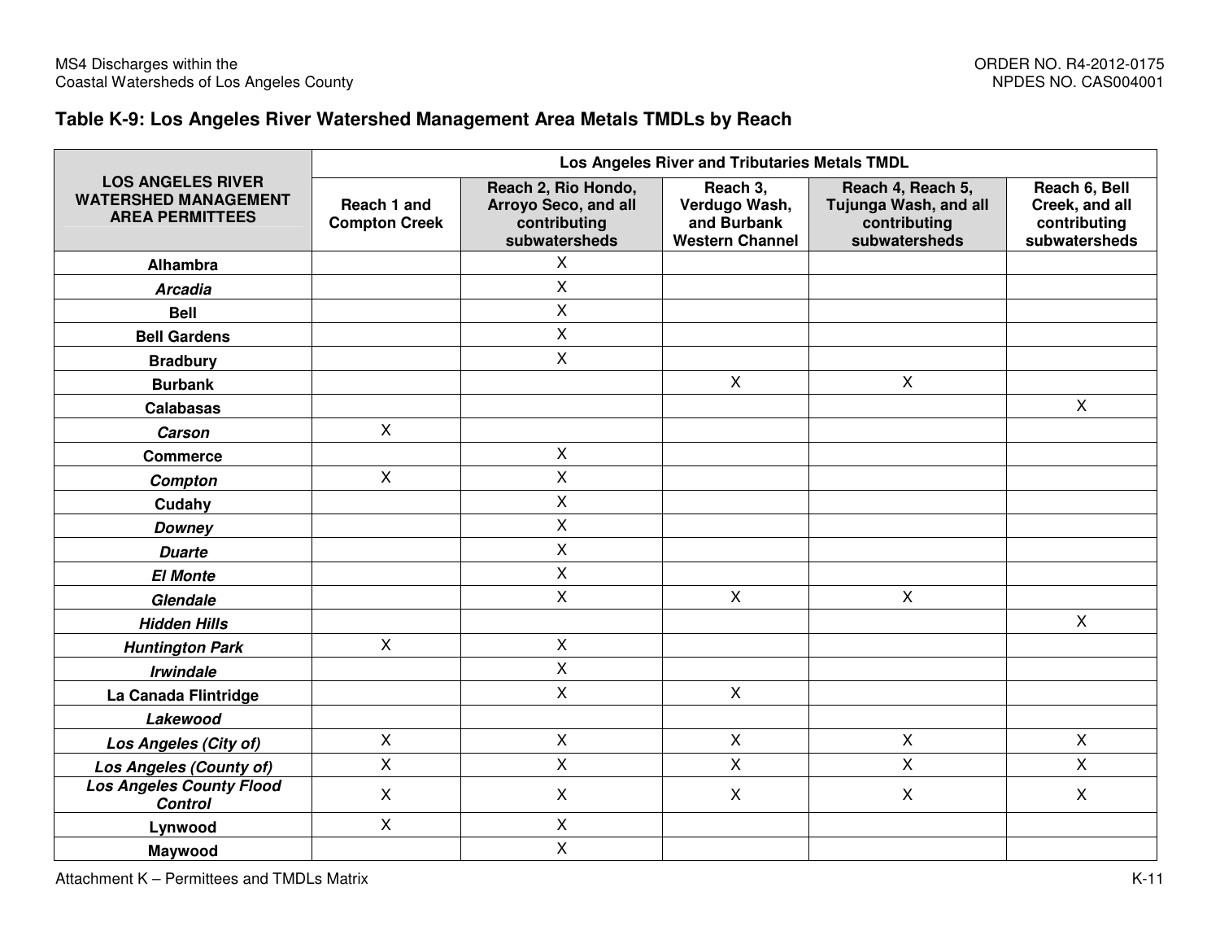## Table K-9: Los Angeles River Watershed Management Area Metals TMDLs by Reach

| LOS ANGELES RIVER WATERSHED MANAGEMENT AREA PERMITTEES | Los Angeles River and Tributaries Metals TMDL | | | | |
|---|---|---|---|---|---|
| | Reach 1 and Compton Creek | Reach 2, Rio Hondo, Arroyo Seco, and all contributing subwatersheds | Reach 3, Verdugo Wash, and Burbank Western Channel | Reach 4, Reach 5, Tujunga Wash, and all contributing subwatersheds | Reach 6, Bell Creek, and all contributing subwatersheds |
| **Alhambra** | | X | | | |
| ***Arcadia*** | | X | | | |
| **Bell** | | X | | | |
| **Bell Gardens** | | X | | | |
| **Bradbury** | | X | | | |
| **Burbank** | | | X | X | |
| **Calabasas** | | | | | X |
| ***Carson*** | X | | | | |
| **Commerce** | | X | | | |
| ***Compton*** | X | X | | | |
| **Cudahy** | | X | | | |
| ***Downey*** | | X | | | |
| ***Duarte*** | | X | | | |
| ***El Monte*** | | X | | | |
| ***Glendale*** | | X | X | X | |
| ***Hidden Hills*** | | | | | X |
| ***Huntington Park*** | X | X | | | |
| ***Irwindale*** | | X | | | |
| **La Canada Flintridge** | | X | X | | |
| ***Lakewood*** | | | | | |
| ***Los Angeles (City of)*** | X | X | X | X | X |
| ***Los Angeles (County of)*** | X | X | X | X | X |
| ***Los Angeles County Flood Control*** | X | X | X | X | X |
| **Lynwood** | X | X | | | |
| **Maywood** | | X | | | |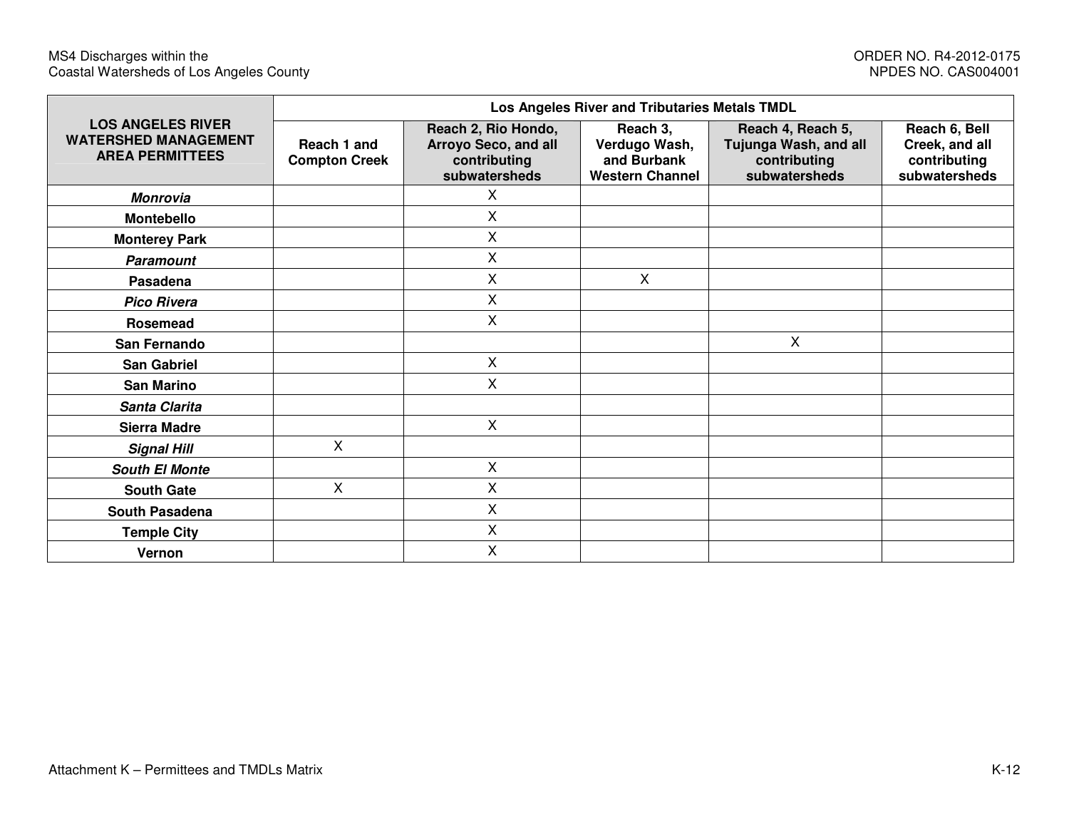| LOS ANGELES RIVER WATERSHED MANAGEMENT AREA PERMITTEES | Los Angeles River and Tributaries Metals TMDL | | | | |
|---|---|---|---|---|---|
| | Reach 1 and Compton Creek | Reach 2, Rio Hondo, Arroyo Seco, and all contributing subwatersheds | Reach 3, Verdugo Wash, and Burbank Western Channel | Reach 4, Reach 5, Tujunga Wash, and all contributing subwatersheds | Reach 6, Bell Creek, and all contributing subwatersheds |
| ***Monrovia*** | | X | | | |
| **Montebello** | | X | | | |
| **Monterey Park** | | X | | | |
| ***Paramount*** | | X | | | |
| **Pasadena** | | X | X | | |
| ***Pico Rivera*** | | X | | | |
| **Rosemead** | | X | | | |
| **San Fernando** | | | | X | |
| **San Gabriel** | | X | | | |
| **San Marino** | | X | | | |
| ***Santa Clarita*** | | | | | |
| **Sierra Madre** | | X | | | |
| ***Signal Hill*** | X | | | | |
| ***South El Monte*** | | X | | | |
| **South Gate** | X | X | | | |
| **South Pasadena** | | X | | | |
| **Temple City** | | X | | | |
| **Vernon** | | X | | | |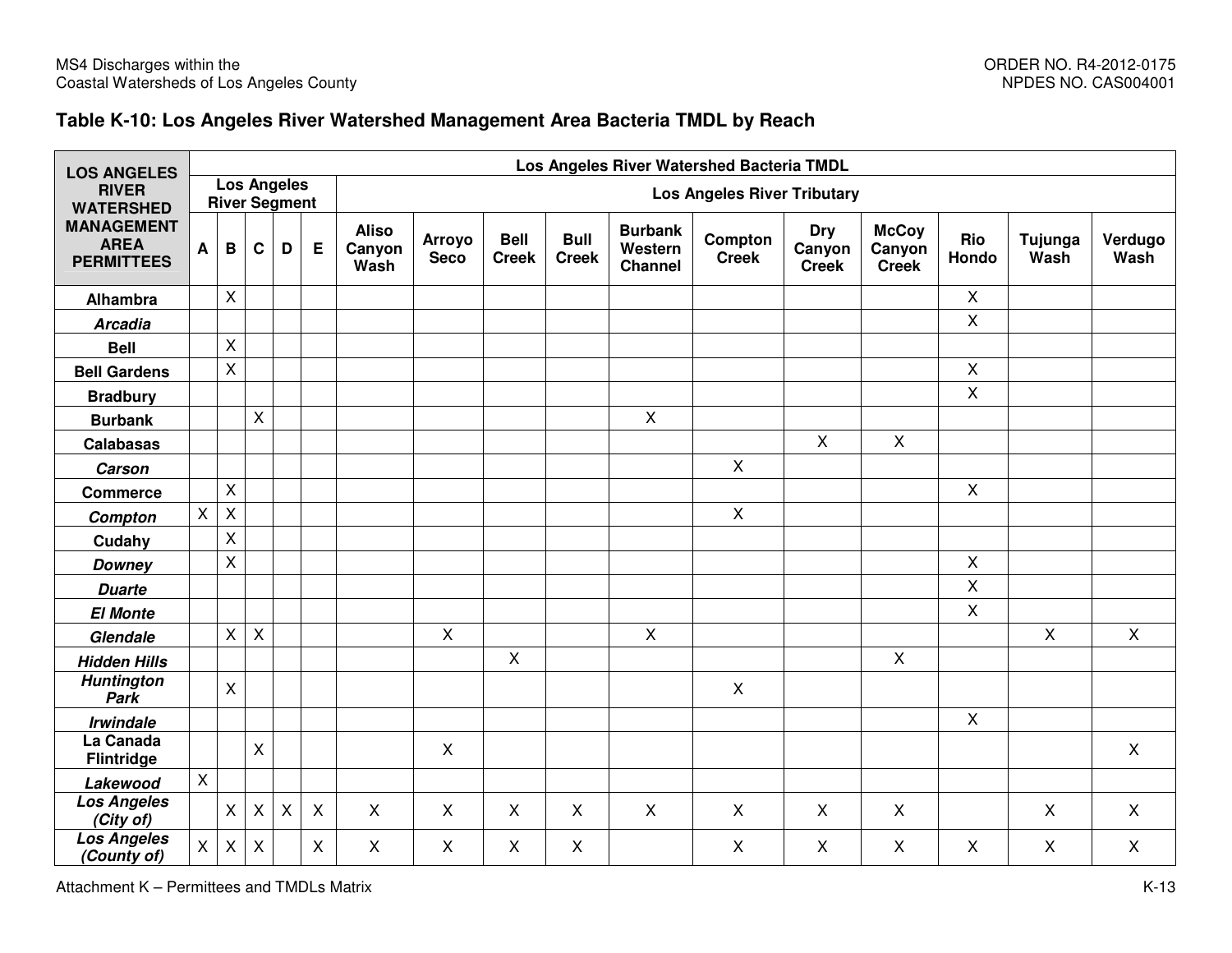## Table K-10: Los Angeles River Watershed Management Area Bacteria TMDL by Reach

| LOS ANGELES RIVER WATERSHED MANAGEMENT AREA PERMITTEES | Los Angeles River Watershed Bacteria TMDL | | | | | | | | | | | | | | | |
|---|---|---|---|---|---|---|---|---|---|---|---|---|---|---|---|---|
| | Los Angeles River Segment | | | | | Los Angeles River Tributary | | | | | | | | | | |
| | A | B | C | D | E | Aliso Canyon Wash | Arroyo Seco | Bell Creek | Bull Creek | Burbank Western Channel | Compton Creek | Dry Canyon Creek | McCoy Canyon Creek | Rio Hondo | Tujunga Wash | Verdugo Wash |
| **Alhambra** | | X | | | | | | | | | | | | X | | |
| ***Arcadia*** | | | | | | | | | | | | | | X | | |
| **Bell** | | X | | | | | | | | | | | | | | |
| **Bell Gardens** | | X | | | | | | | | | | | | X | | |
| **Bradbury** | | | | | | | | | | | | | | X | | |
| **Burbank** | | | X | | | | | | | X | | | | | | |
| **Calabasas** | | | | | | | | | | | | X | X | | | |
| ***Carson*** | | | | | | | | | | | X | | | | | |
| **Commerce** | | X | | | | | | | | | | | | X | | |
| ***Compton*** | X | X | | | | | | | | | X | | | | | |
| **Cudahy** | | X | | | | | | | | | | | | | | |
| ***Downey*** | | X | | | | | | | | | | | | X | | |
| ***Duarte*** | | | | | | | | | | | | | | X | | |
| ***El Monte*** | | | | | | | | | | | | | | X | | |
| ***Glendale*** | | X | X | | | | X | | | X | | | | | X | X |
| ***Hidden Hills*** | | | | | | | | X | | | | | X | | | |
| ***Huntington Park*** | | X | | | | | | | | | X | | | | | |
| ***Irwindale*** | | | | | | | | | | | | | | X | | |
| **La Canada Flintridge** | | | X | | | | X | | | | | | | | | X |
| ***Lakewood*** | X | | | | | | | | | | | | | | | |
| ***Los Angeles (City of)*** | | X | X | X | X | X | X | X | X | X | X | X | X | | X | X |
| ***Los Angeles (County of)*** | X | X | X | | X | X | X | X | X | | X | X | X | X | X | X |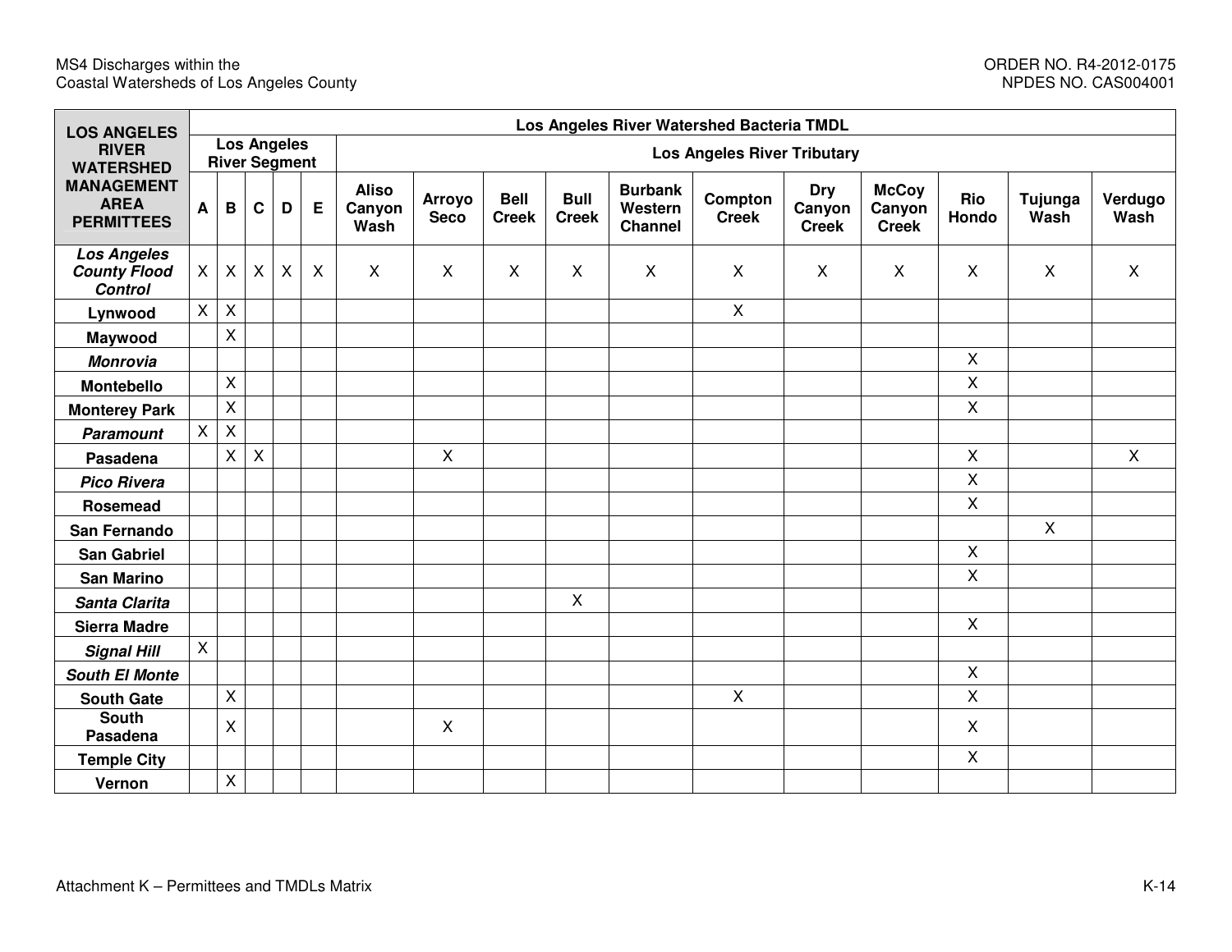| LOS ANGELES RIVER WATERSHED MANAGEMENT AREA PERMITTEES | Los Angeles River Watershed Bacteria TMDL | | | | | | | | | | | | | | | | |
|---|---|---|---|---|---|---|---|---|---|---|---|---|---|---|---|---|---|
| | Los Angeles River Segment | | | | | Los Angeles River Tributary | | | | | | | | | | | |
| | A | B | C | D | E | Aliso Canyon Wash | Arroyo Seco | Bell Creek | Bull Creek | Burbank Western Channel | Compton Creek | Dry Canyon Creek | McCoy Canyon Creek | Rio Hondo | Tujunga Wash | Verdugo Wash |
| ***Los Angeles County Flood Control*** | X | X | X | X | X | X | X | X | X | X | X | X | X | X | X | X |
| **Lynwood** | X | X | | | | | | | | | X | | | | | |
| **Maywood** | | X | | | | | | | | | | | | | | |
| ***Monrovia*** | | | | | | | | | | | | | | X | | |
| **Montebello** | | X | | | | | | | | | | | | X | | |
| **Monterey Park** | | X | | | | | | | | | | | | X | | |
| ***Paramount*** | X | X | | | | | | | | | | | | | | |
| **Pasadena** | | X | X | | | | X | | | | | | | X | | X |
| ***Pico Rivera*** | | | | | | | | | | | | | | X | | |
| **Rosemead** | | | | | | | | | | | | | | X | | |
| **San Fernando** | | | | | | | | | | | | | | | X | |
| **San Gabriel** | | | | | | | | | | | | | | X | | |
| **San Marino** | | | | | | | | | | | | | | X | | |
| ***Santa Clarita*** | | | | | | | | | X | | | | | | | |
| **Sierra Madre** | | | | | | | | | | | | | | X | | |
| ***Signal Hill*** | X | | | | | | | | | | | | | | | |
| ***South El Monte*** | | | | | | | | | | | | | | X | | |
| **South Gate** | | X | | | | | | | | | X | | | X | | |
| **South Pasadena** | | X | | | | | X | | | | | | | X | | |
| **Temple City** | | | | | | | | | | | | | | X | | |
| **Vernon** | | X | | | | | | | | | | | | | | |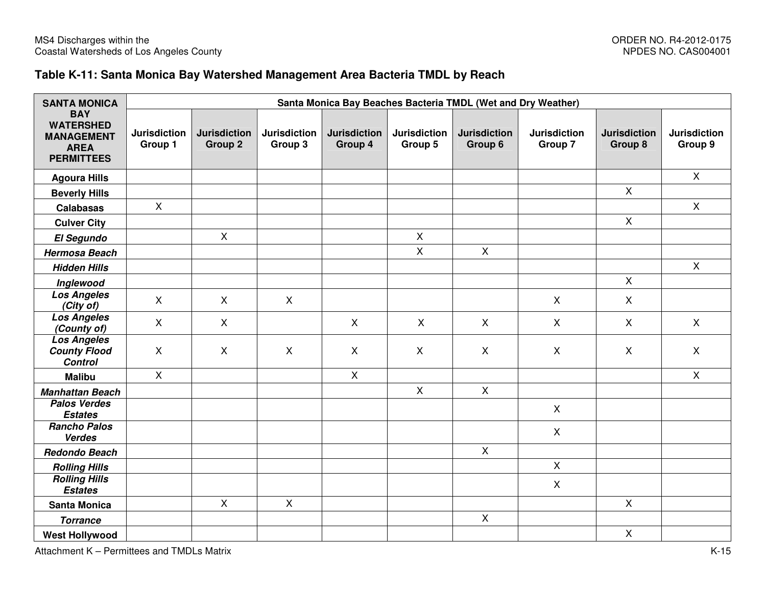### Table K-11: Santa Monica Bay Watershed Management Area Bacteria TMDL by Reach

| SANTA MONICA BAY WATERSHED MANAGEMENT AREA PERMITTEES | Santa Monica Bay Beaches Bacteria TMDL (Wet and Dry Weather) | | | | | | | | |
|---|---|---|---|---|---|---|---|---|---|
| | Jurisdiction Group 1 | Jurisdiction Group 2 | Jurisdiction Group 3 | Jurisdiction Group 4 | Jurisdiction Group 5 | Jurisdiction Group 6 | Jurisdiction Group 7 | Jurisdiction Group 8 | Jurisdiction Group 9 |
| **Agoura Hills** | | | | | | | | | X |
| **Beverly Hills** | | | | | | | | X | |
| **Calabasas** | X | | | | | | | | X |
| **Culver City** | | | | | | | | X | |
| ***El Segundo*** | | X | | | X | | | | |
| ***Hermosa Beach*** | | | | | X | X | | | |
| ***Hidden Hills*** | | | | | | | | | X |
| ***Inglewood*** | | | | | | | | X | |
| ***Los Angeles (City of)*** | X | X | X | | | | X | X | |
| ***Los Angeles (County of)*** | X | X | | X | X | X | X | X | X |
| ***Los Angeles County Flood Control*** | X | X | X | X | X | X | X | X | X |
| **Malibu** | X | | | X | | | | | X |
| ***Manhattan Beach*** | | | | | X | X | | | |
| ***Palos Verdes Estates*** | | | | | | | X | | |
| ***Rancho Palos Verdes*** | | | | | | | X | | |
| ***Redondo Beach*** | | | | | | X | | | |
| ***Rolling Hills*** | | | | | | | X | | |
| ***Rolling Hills Estates*** | | | | | | | X | | |
| **Santa Monica** | | X | X | | | | | X | |
| ***Torrance*** | | | | | | X | | | |
| **West Hollywood** | | | | | | | | X | |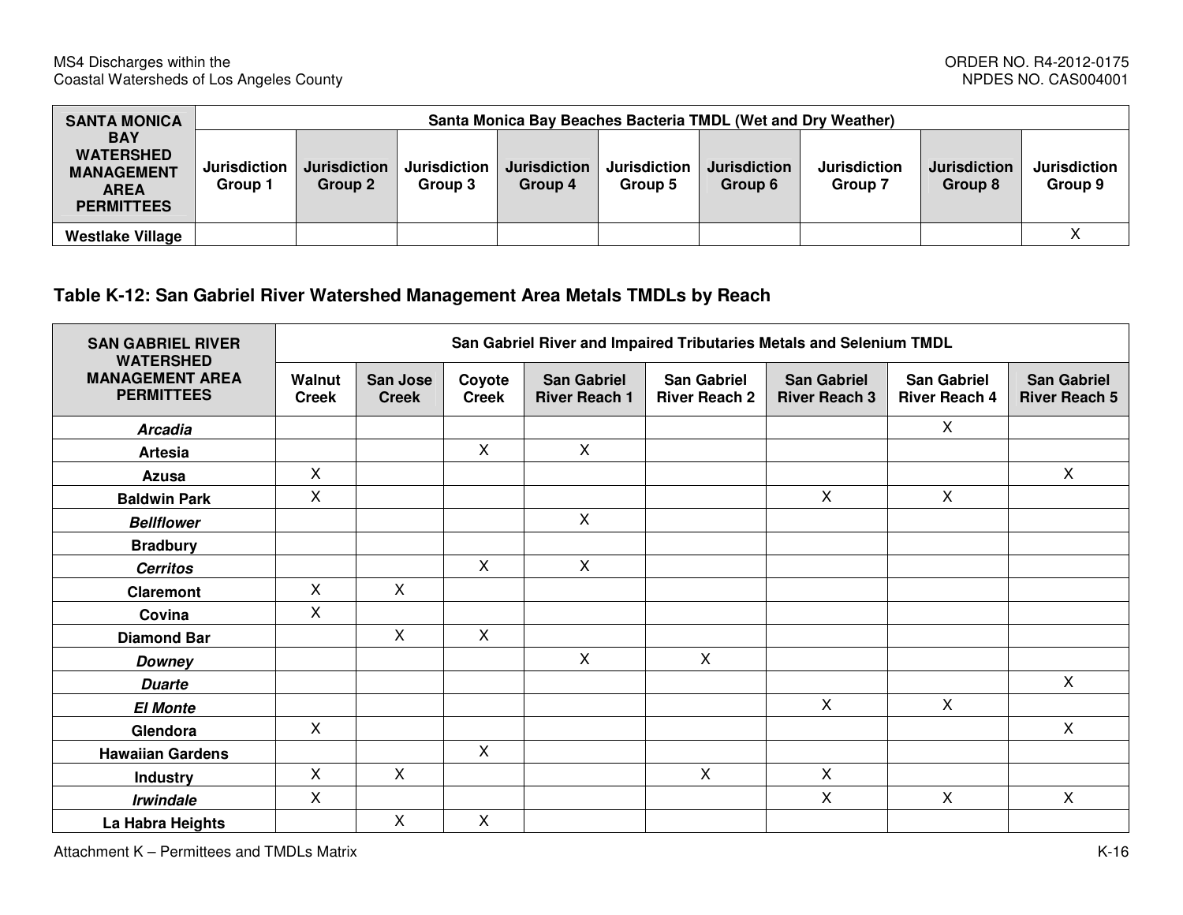| SANTA MONICA BAY WATERSHED MANAGEMENT AREA PERMITTEES | Santa Monica Bay Beaches Bacteria TMDL (Wet and Dry Weather) | | | | | | | | |
|---|---|---|---|---|---|---|---|---|---|
| | Jurisdiction Group 1 | Jurisdiction Group 2 | Jurisdiction Group 3 | Jurisdiction Group 4 | Jurisdiction Group 5 | Jurisdiction Group 6 | Jurisdiction Group 7 | Jurisdiction Group 8 | Jurisdiction Group 9 |
| **Westlake Village** | | | | | | | | | X |

### Table K-12: San Gabriel River Watershed Management Area Metals TMDLs by Reach

| SAN GABRIEL RIVER WATERSHED MANAGEMENT AREA PERMITTEES | San Gabriel River and Impaired Tributaries Metals and Selenium TMDL | | | | | | | |
|---|---|---|---|---|---|---|---|---|
| | Walnut Creek | San Jose Creek | Coyote Creek | San Gabriel River Reach 1 | San Gabriel River Reach 2 | San Gabriel River Reach 3 | San Gabriel River Reach 4 | San Gabriel River Reach 5 |
| ***Arcadia*** | | | | | | | X | |
| **Artesia** | | | X | X | | | | |
| **Azusa** | X | | | | | | | X |
| **Baldwin Park** | X | | | | | X | X | |
| ***Bellflower*** | | | | X | | | | |
| **Bradbury** | | | | | | | | |
| ***Cerritos*** | | | X | X | | | | |
| **Claremont** | X | X | | | | | | |
| **Covina** | X | | | | | | | |
| **Diamond Bar** | | X | X | | | | | |
| ***Downey*** | | | | X | X | | | |
| ***Duarte*** | | | | | | | | X |
| ***El Monte*** | | | | | | X | X | |
| **Glendora** | X | | | | | | | X |
| **Hawaiian Gardens** | | | X | | | | | |
| **Industry** | X | X | | | X | X | | |
| ***Irwindale*** | X | | | | | X | X | X |
| **La Habra Heights** | | X | X | | | | | |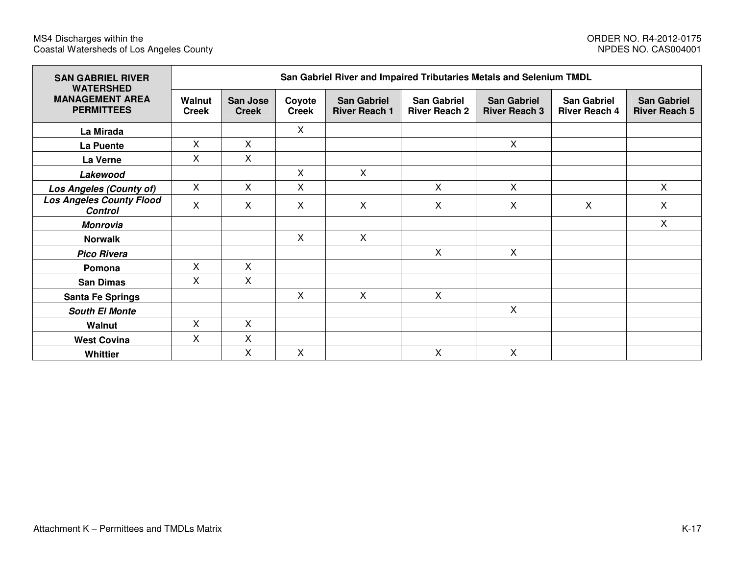| SAN GABRIEL RIVER WATERSHED MANAGEMENT AREA PERMITTEES | San Gabriel River and Impaired Tributaries Metals and Selenium TMDL | | | | | | | |
|---|---|---|---|---|---|---|---|---|
| | Walnut Creek | San Jose Creek | Coyote Creek | San Gabriel River Reach 1 | San Gabriel River Reach 2 | San Gabriel River Reach 3 | San Gabriel River Reach 4 | San Gabriel River Reach 5 |
| La Mirada | | | X | | | | | |
| La Puente | X | X | | | | X | | |
| La Verne | X | X | | | | | | |
| *Lakewood* | | | X | X | | | | |
| *Los Angeles (County of)* | X | X | X | | X | X | | X |
| *Los Angeles County Flood Control* | X | X | X | X | X | X | X | X |
| *Monrovia* | | | | | | | | X |
| Norwalk | | | X | X | | | | |
| *Pico Rivera* | | | | | X | X | | |
| Pomona | X | X | | | | | | |
| San Dimas | X | X | | | | | | |
| Santa Fe Springs | | | X | X | X | | | |
| *South El Monte* | | | | | | X | | |
| Walnut | X | X | | | | | | |
| West Covina | X | X | | | | | | |
| Whittier | | X | X | | X | X | | |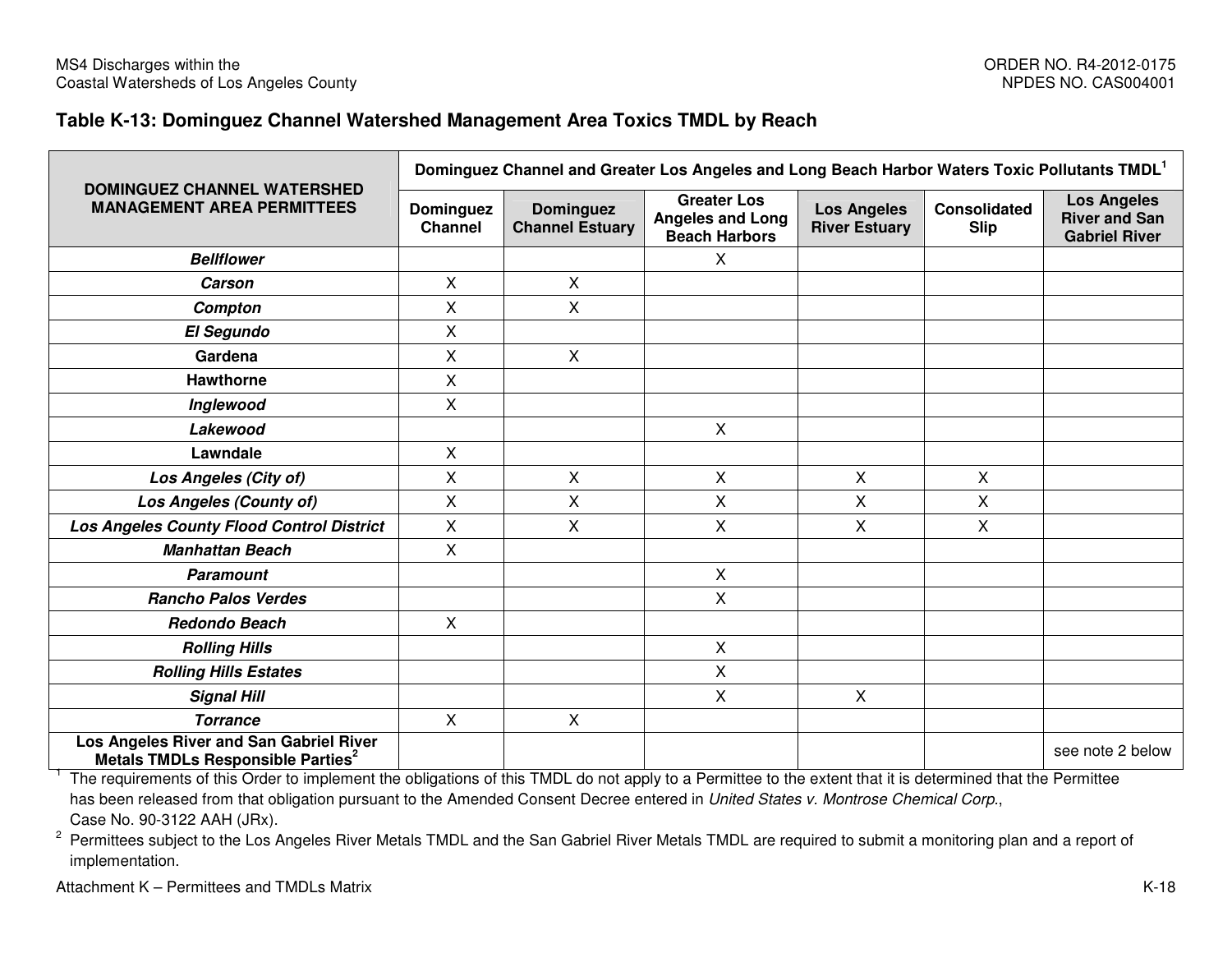### Table K-13: Dominguez Channel Watershed Management Area Toxics TMDL by Reach

| DOMINGUEZ CHANNEL WATERSHED MANAGEMENT AREA PERMITTEES | Dominguez Channel and Greater Los Angeles and Long Beach Harbor Waters Toxic Pollutants TMDL[1] | | | | | |
|---|---|---|---|---|---|---|
| | Dominguez Channel | Dominguez Channel Estuary | Greater Los Angeles and Long Beach Harbors | Los Angeles River Estuary | Consolidated Slip | Los Angeles River and San Gabriel River |
| ***Bellflower*** | | | X | | | |
| ***Carson*** | X | X | | | | |
| ***Compton*** | X | X | | | | |
| ***El Segundo*** | X | | | | | |
| **Gardena** | X | X | | | | |
| **Hawthorne** | X | | | | | |
| ***Inglewood*** | X | | | | | |
| ***Lakewood*** | | | X | | | |
| **Lawndale** | X | | | | | |
| ***Los Angeles (City of)*** | X | X | X | X | X | |
| ***Los Angeles (County of)*** | X | X | X | X | X | |
| ***Los Angeles County Flood Control District*** | X | X | X | X | X | |
| ***Manhattan Beach*** | X | | | | | |
| ***Paramount*** | | | X | | | |
| ***Rancho Palos Verdes*** | | | X | | | |
| ***Redondo Beach*** | X | | | | | |
| ***Rolling Hills*** | | | X | | | |
| ***Rolling Hills Estates*** | | | X | | | |
| ***Signal Hill*** | | | X | X | | |
| ***Torrance*** | X | X | | | | |
| **Los Angeles River and San Gabriel River Metals TMDLs Responsible Parties[2]** | | | | | | see note 2 below |

[1] The requirements of this Order to implement the obligations of this TMDL do not apply to a Permittee to the extent that it is determined that the Permittee has been released from that obligation pursuant to the Amended Consent Decree entered in *United States v. Montrose Chemical Corp.*, Case No. 90-3122 AAH (JRx).

[2] Permittees subject to the Los Angeles River Metals TMDL and the San Gabriel River Metals TMDL are required to submit a monitoring plan and a report of implementation.